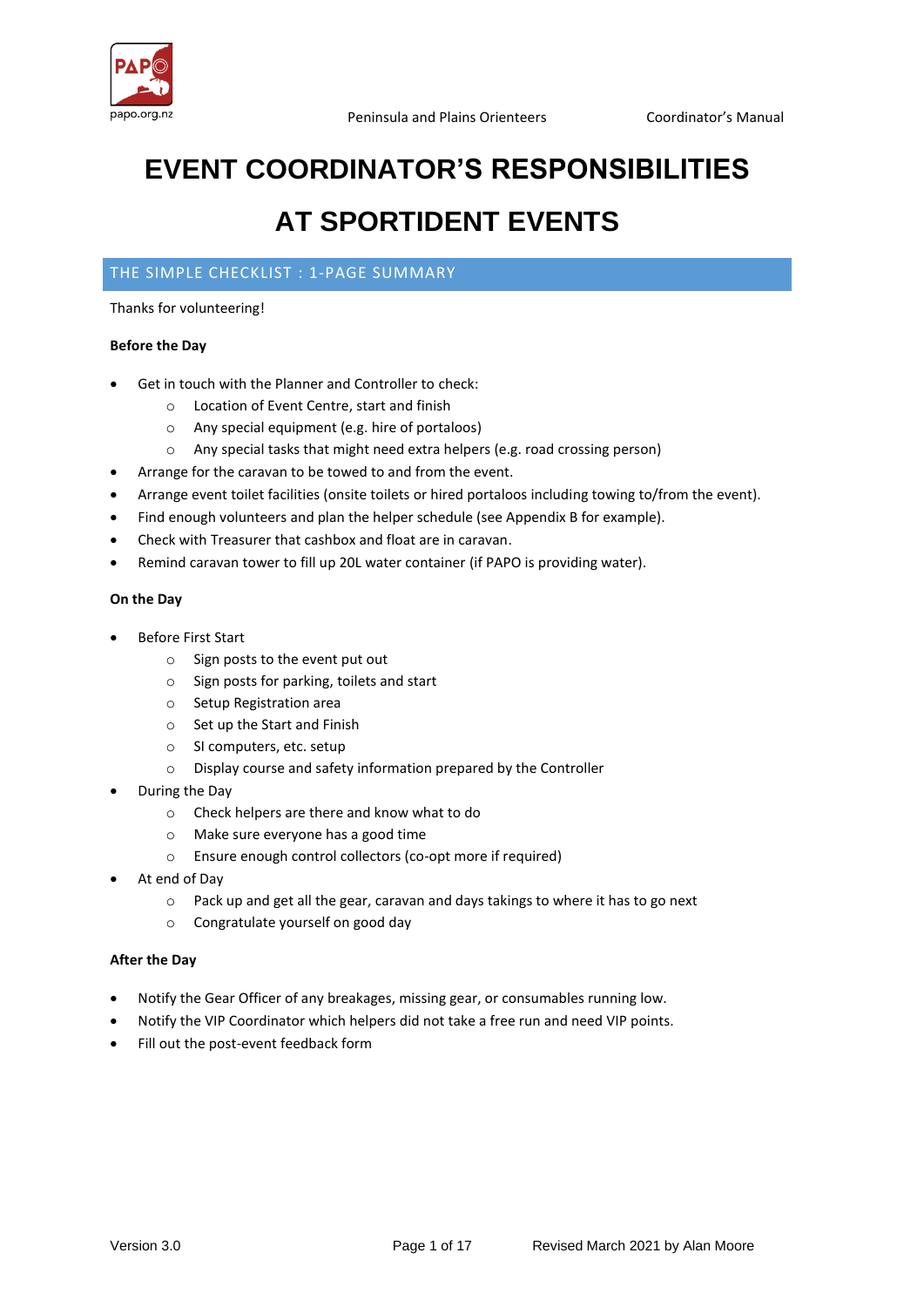# EVENT COORDINATOR'S RESPONSIBILITIES

# AT SPORTIDENT EVENTS

## THE SIMPLE CHECKLIST : 1-PAGE SUMMARY

Thanks for volunteering!

**Before the Day**

- Get in touch with the Planner and Controller to check:
  - Location of Event Centre, start and finish
  - Any special equipment (e.g. hire of portaloos)
  - Any special tasks that might need extra helpers (e.g. road crossing person)
- Arrange for the caravan to be towed to and from the event.
- Arrange event toilet facilities (onsite toilets or hired portaloos including towing to/from the event).
- Find enough volunteers and plan the helper schedule (see Appendix B for example).
- Check with Treasurer that cashbox and float are in caravan.
- Remind caravan tower to fill up 20L water container (if PAPO is providing water).

**On the Day**

- Before First Start
  - Sign posts to the event put out
  - Sign posts for parking, toilets and start
  - Setup Registration area
  - Set up the Start and Finish
  - SI computers, etc. setup
  - Display course and safety information prepared by the Controller
- During the Day
  - Check helpers are there and know what to do
  - Make sure everyone has a good time
  - Ensure enough control collectors (co-opt more if required)
- At end of Day
  - Pack up and get all the gear, caravan and days takings to where it has to go next
  - Congratulate yourself on good day

**After the Day**

- Notify the Gear Officer of any breakages, missing gear, or consumables running low.
- Notify the VIP Coordinator which helpers did not take a free run and need VIP points.
- Fill out the post-event feedback form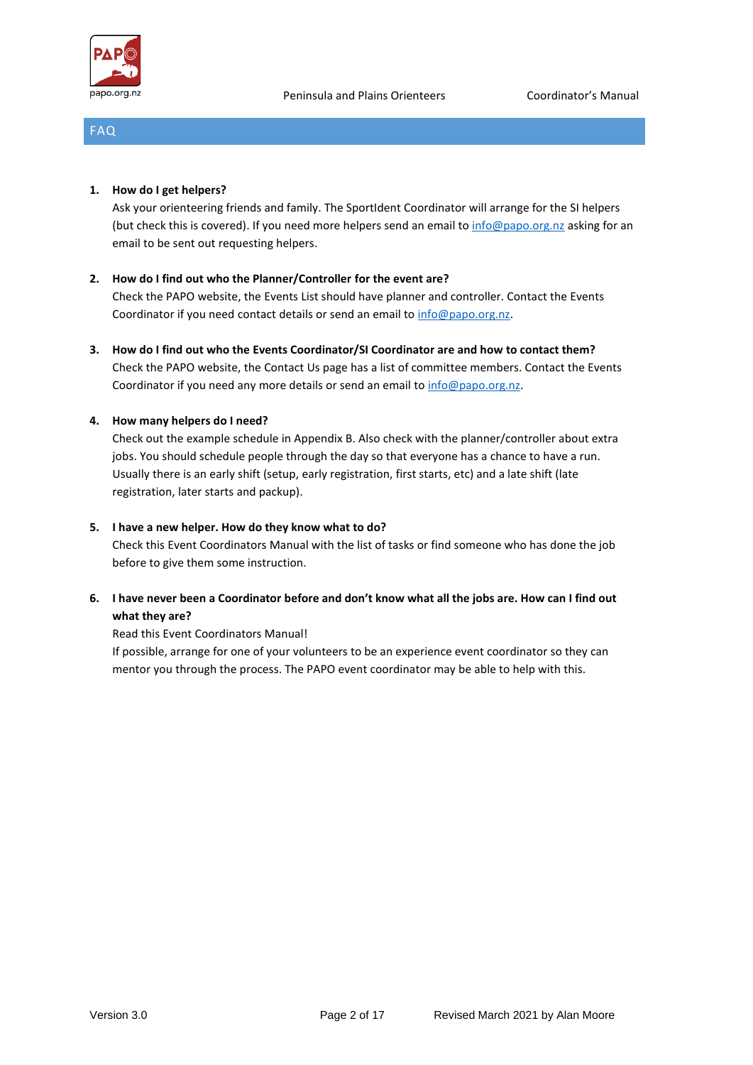## FAQ

1. **How do I get helpers?**
   Ask your orienteering friends and family. The SportIdent Coordinator will arrange for the SI helpers (but check this is covered). If you need more helpers send an email to info@papo.org.nz asking for an email to be sent out requesting helpers.

2. **How do I find out who the Planner/Controller for the event are?**
   Check the PAPO website, the Events List should have planner and controller. Contact the Events Coordinator if you need contact details or send an email to info@papo.org.nz.

3. **How do I find out who the Events Coordinator/SI Coordinator are and how to contact them?**
   Check the PAPO website, the Contact Us page has a list of committee members. Contact the Events Coordinator if you need any more details or send an email to info@papo.org.nz.

4. **How many helpers do I need?**
   Check out the example schedule in Appendix B. Also check with the planner/controller about extra jobs. You should schedule people through the day so that everyone has a chance to have a run. Usually there is an early shift (setup, early registration, first starts, etc) and a late shift (late registration, later starts and packup).

5. **I have a new helper. How do they know what to do?**
   Check this Event Coordinators Manual with the list of tasks or find someone who has done the job before to give them some instruction.

6. **I have never been a Coordinator before and don't know what all the jobs are. How can I find out what they are?**
   Read this Event Coordinators Manual!
   If possible, arrange for one of your volunteers to be an experience event coordinator so they can mentor you through the process. The PAPO event coordinator may be able to help with this.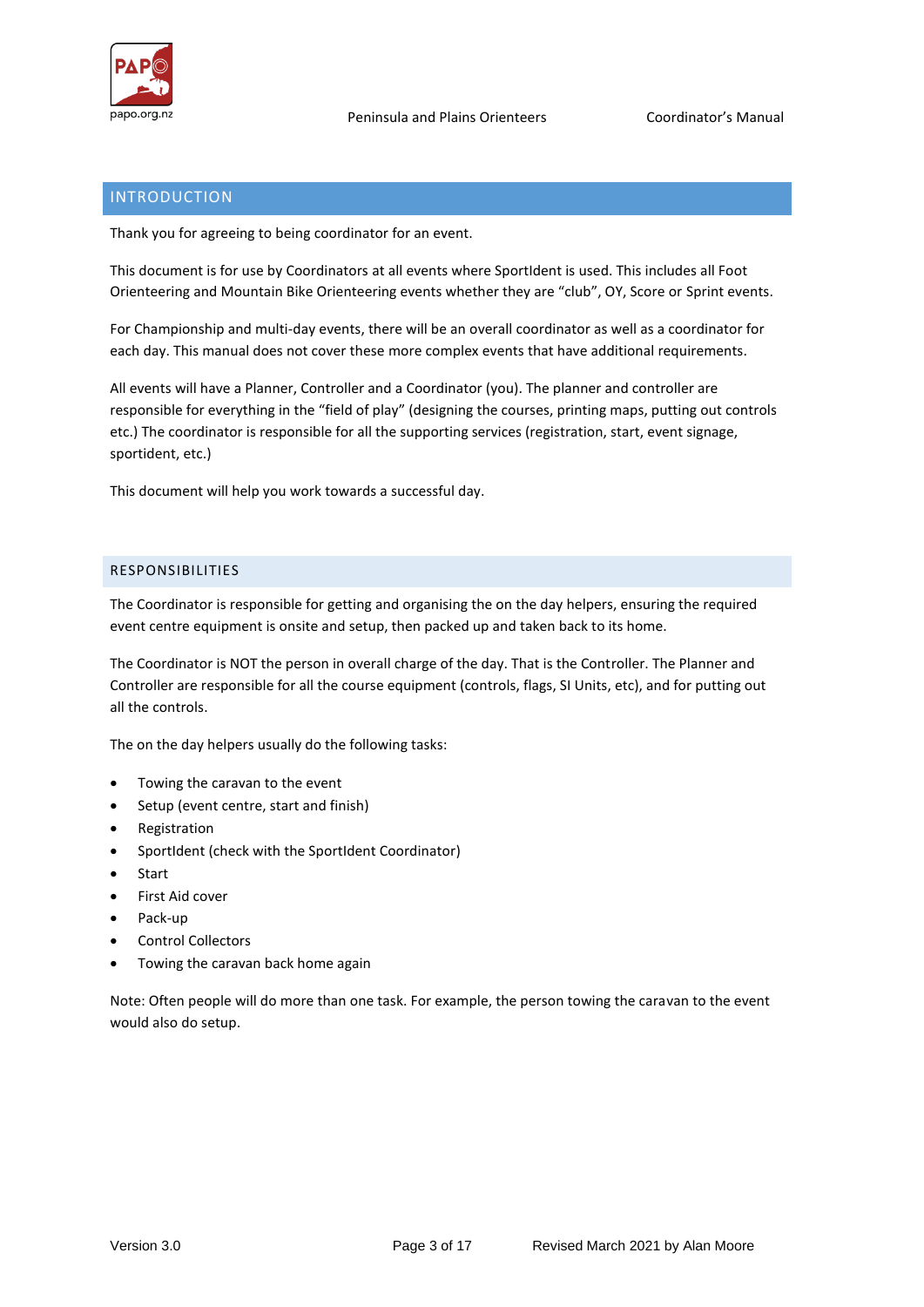## INTRODUCTION

Thank you for agreeing to being coordinator for an event.

This document is for use by Coordinators at all events where SportIdent is used. This includes all Foot Orienteering and Mountain Bike Orienteering events whether they are "club", OY, Score or Sprint events.

For Championship and multi-day events, there will be an overall coordinator as well as a coordinator for each day. This manual does not cover these more complex events that have additional requirements.

All events will have a Planner, Controller and a Coordinator (you). The planner and controller are responsible for everything in the "field of play" (designing the courses, printing maps, putting out controls etc.) The coordinator is responsible for all the supporting services (registration, start, event signage, sportident, etc.)

This document will help you work towards a successful day.

### RESPONSIBILITIES

The Coordinator is responsible for getting and organising the on the day helpers, ensuring the required event centre equipment is onsite and setup, then packed up and taken back to its home.

The Coordinator is NOT the person in overall charge of the day. That is the Controller. The Planner and Controller are responsible for all the course equipment (controls, flags, SI Units, etc), and for putting out all the controls.

The on the day helpers usually do the following tasks:

- Towing the caravan to the event
- Setup (event centre, start and finish)
- Registration
- SportIdent (check with the SportIdent Coordinator)
- Start
- First Aid cover
- Pack-up
- Control Collectors
- Towing the caravan back home again

Note: Often people will do more than one task. For example, the person towing the caravan to the event would also do setup.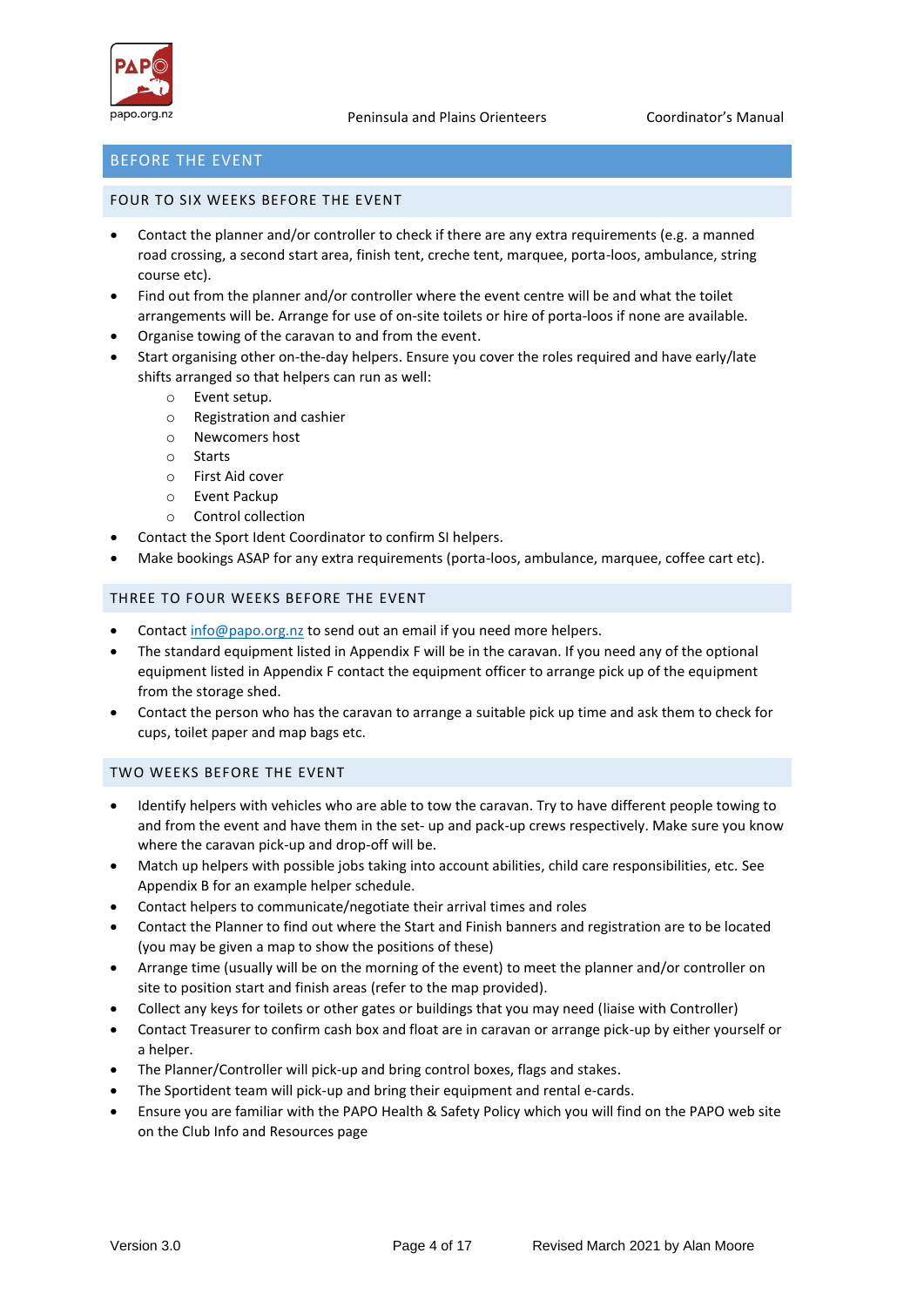## BEFORE THE EVENT

### FOUR TO SIX WEEKS BEFORE THE EVENT

- Contact the planner and/or controller to check if there are any extra requirements (e.g. a manned road crossing, a second start area, finish tent, creche tent, marquee, porta-loos, ambulance, string course etc).
- Find out from the planner and/or controller where the event centre will be and what the toilet arrangements will be. Arrange for use of on-site toilets or hire of porta-loos if none are available.
- Organise towing of the caravan to and from the event.
- Start organising other on-the-day helpers. Ensure you cover the roles required and have early/late shifts arranged so that helpers can run as well:
  - Event setup.
  - Registration and cashier
  - Newcomers host
  - Starts
  - First Aid cover
  - Event Packup
  - Control collection
- Contact the Sport Ident Coordinator to confirm SI helpers.
- Make bookings ASAP for any extra requirements (porta-loos, ambulance, marquee, coffee cart etc).

### THREE TO FOUR WEEKS BEFORE THE EVENT

- Contact [info@papo.org.nz](mailto:info@papo.org.nz) to send out an email if you need more helpers.
- The standard equipment listed in Appendix F will be in the caravan. If you need any of the optional equipment listed in Appendix F contact the equipment officer to arrange pick up of the equipment from the storage shed.
- Contact the person who has the caravan to arrange a suitable pick up time and ask them to check for cups, toilet paper and map bags etc.

### TWO WEEKS BEFORE THE EVENT

- Identify helpers with vehicles who are able to tow the caravan. Try to have different people towing to and from the event and have them in the set- up and pack-up crews respectively. Make sure you know where the caravan pick-up and drop-off will be.
- Match up helpers with possible jobs taking into account abilities, child care responsibilities, etc. See Appendix B for an example helper schedule.
- Contact helpers to communicate/negotiate their arrival times and roles
- Contact the Planner to find out where the Start and Finish banners and registration are to be located (you may be given a map to show the positions of these)
- Arrange time (usually will be on the morning of the event) to meet the planner and/or controller on site to position start and finish areas (refer to the map provided).
- Collect any keys for toilets or other gates or buildings that you may need (liaise with Controller)
- Contact Treasurer to confirm cash box and float are in caravan or arrange pick-up by either yourself or a helper.
- The Planner/Controller will pick-up and bring control boxes, flags and stakes.
- The Sportident team will pick-up and bring their equipment and rental e-cards.
- Ensure you are familiar with the PAPO Health & Safety Policy which you will find on the PAPO web site on the Club Info and Resources page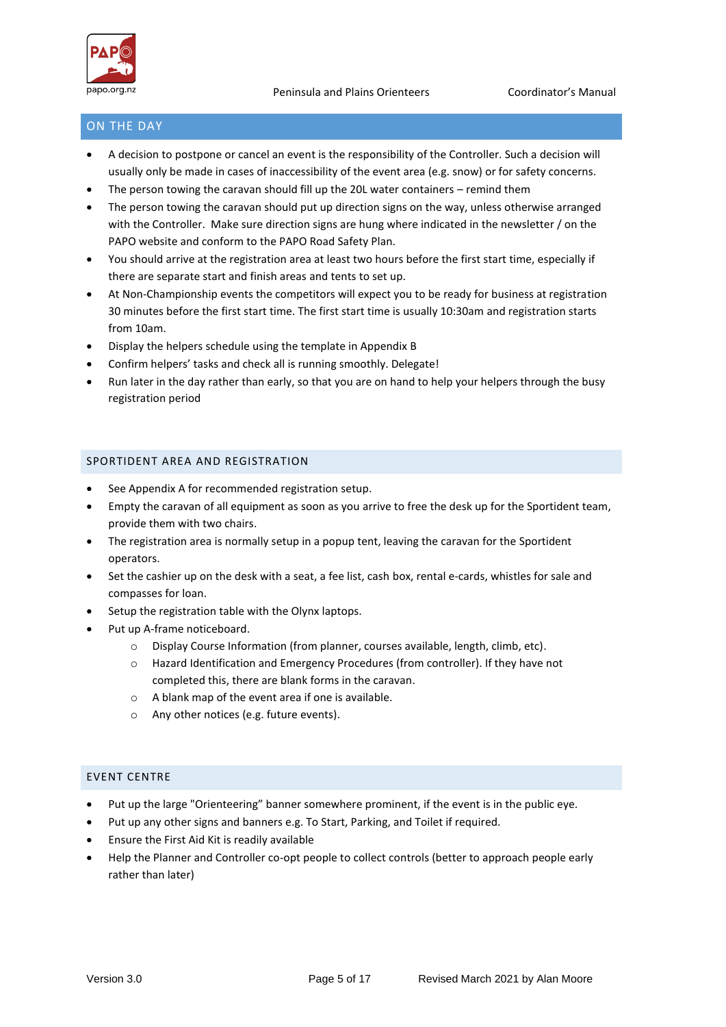## ON THE DAY

- A decision to postpone or cancel an event is the responsibility of the Controller. Such a decision will usually only be made in cases of inaccessibility of the event area (e.g. snow) or for safety concerns.
- The person towing the caravan should fill up the 20L water containers – remind them
- The person towing the caravan should put up direction signs on the way, unless otherwise arranged with the Controller. Make sure direction signs are hung where indicated in the newsletter / on the PAPO website and conform to the PAPO Road Safety Plan.
- You should arrive at the registration area at least two hours before the first start time, especially if there are separate start and finish areas and tents to set up.
- At Non-Championship events the competitors will expect you to be ready for business at registration 30 minutes before the first start time. The first start time is usually 10:30am and registration starts from 10am.
- Display the helpers schedule using the template in Appendix B
- Confirm helpers' tasks and check all is running smoothly. Delegate!
- Run later in the day rather than early, so that you are on hand to help your helpers through the busy registration period

### SPORTIDENT AREA AND REGISTRATION

- See Appendix A for recommended registration setup.
- Empty the caravan of all equipment as soon as you arrive to free the desk up for the Sportident team, provide them with two chairs.
- The registration area is normally setup in a popup tent, leaving the caravan for the Sportident operators.
- Set the cashier up on the desk with a seat, a fee list, cash box, rental e-cards, whistles for sale and compasses for loan.
- Setup the registration table with the Olynx laptops.
- Put up A-frame noticeboard.
    - Display Course Information (from planner, courses available, length, climb, etc).
    - Hazard Identification and Emergency Procedures (from controller). If they have not completed this, there are blank forms in the caravan.
    - A blank map of the event area if one is available.
    - Any other notices (e.g. future events).

### EVENT CENTRE

- Put up the large "Orienteering" banner somewhere prominent, if the event is in the public eye.
- Put up any other signs and banners e.g. To Start, Parking, and Toilet if required.
- Ensure the First Aid Kit is readily available
- Help the Planner and Controller co-opt people to collect controls (better to approach people early rather than later)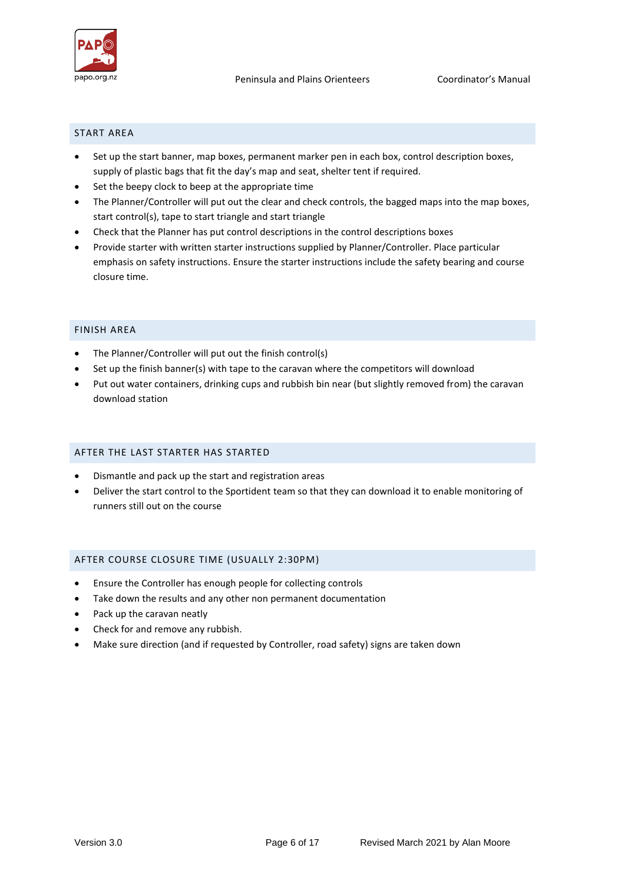## START AREA

- Set up the start banner, map boxes, permanent marker pen in each box, control description boxes, supply of plastic bags that fit the day's map and seat, shelter tent if required.
- Set the beepy clock to beep at the appropriate time
- The Planner/Controller will put out the clear and check controls, the bagged maps into the map boxes, start control(s), tape to start triangle and start triangle
- Check that the Planner has put control descriptions in the control descriptions boxes
- Provide starter with written starter instructions supplied by Planner/Controller. Place particular emphasis on safety instructions. Ensure the starter instructions include the safety bearing and course closure time.

## FINISH AREA

- The Planner/Controller will put out the finish control(s)
- Set up the finish banner(s) with tape to the caravan where the competitors will download
- Put out water containers, drinking cups and rubbish bin near (but slightly removed from) the caravan download station

## AFTER THE LAST STARTER HAS STARTED

- Dismantle and pack up the start and registration areas
- Deliver the start control to the Sportident team so that they can download it to enable monitoring of runners still out on the course

## AFTER COURSE CLOSURE TIME (USUALLY 2:30PM)

- Ensure the Controller has enough people for collecting controls
- Take down the results and any other non permanent documentation
- Pack up the caravan neatly
- Check for and remove any rubbish.
- Make sure direction (and if requested by Controller, road safety) signs are taken down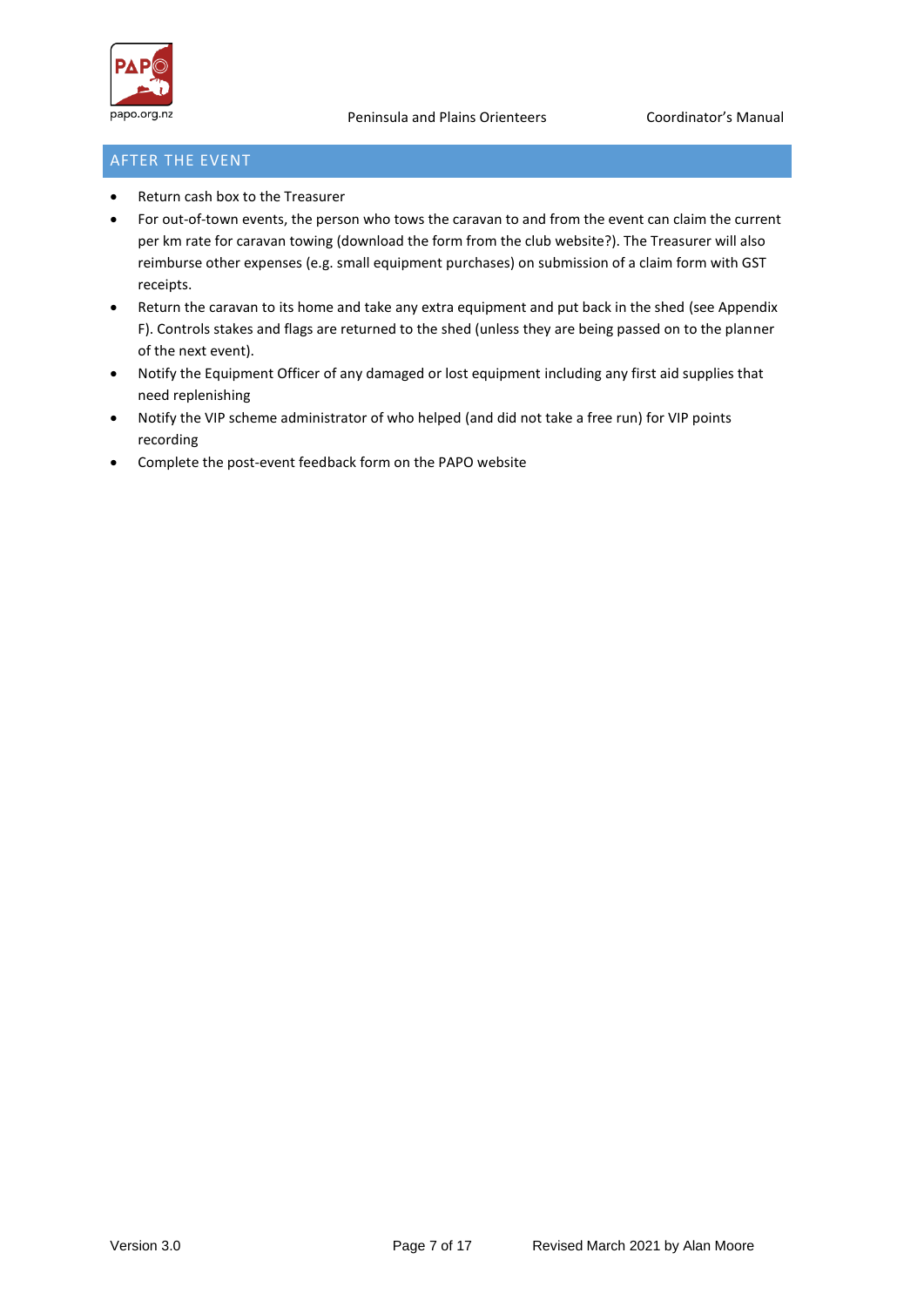## AFTER THE EVENT

- Return cash box to the Treasurer
- For out-of-town events, the person who tows the caravan to and from the event can claim the current per km rate for caravan towing (download the form from the club website?). The Treasurer will also reimburse other expenses (e.g. small equipment purchases) on submission of a claim form with GST receipts.
- Return the caravan to its home and take any extra equipment and put back in the shed (see Appendix F). Controls stakes and flags are returned to the shed (unless they are being passed on to the planner of the next event).
- Notify the Equipment Officer of any damaged or lost equipment including any first aid supplies that need replenishing
- Notify the VIP scheme administrator of who helped (and did not take a free run) for VIP points recording
- Complete the post-event feedback form on the PAPO website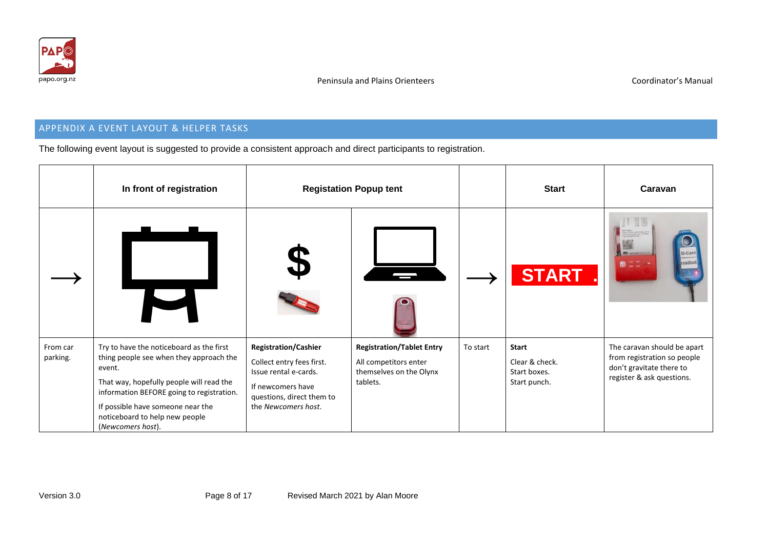## APPENDIX A EVENT LAYOUT & HELPER TASKS

The following event layout is suggested to provide a consistent approach and direct participants to registration.

| | In front of registration | Registation Popup tent | | | Start | Caravan |
|---|---|---|---|---|---|---|
| → | | $ | | → | START | |
| From car parking. | Try to have the noticeboard as the first thing people see when they approach the event.<br><br>That way, hopefully people will read the information BEFORE going to registration.<br><br>If possible have someone near the noticeboard to help new people (*Newcomers host*). | **Registration/Cashier**<br><br>Collect entry fees first. Issue rental e-cards.<br><br>If newcomers have questions, direct them to the *Newcomers host*. | **Registration/Tablet Entry**<br><br>All competitors enter themselves on the Olynx tablets. | To start | **Start**<br><br>Clear & check.<br>Start boxes.<br>Start punch. | The caravan should be apart from registration so people don't gravitate there to register & ask questions. |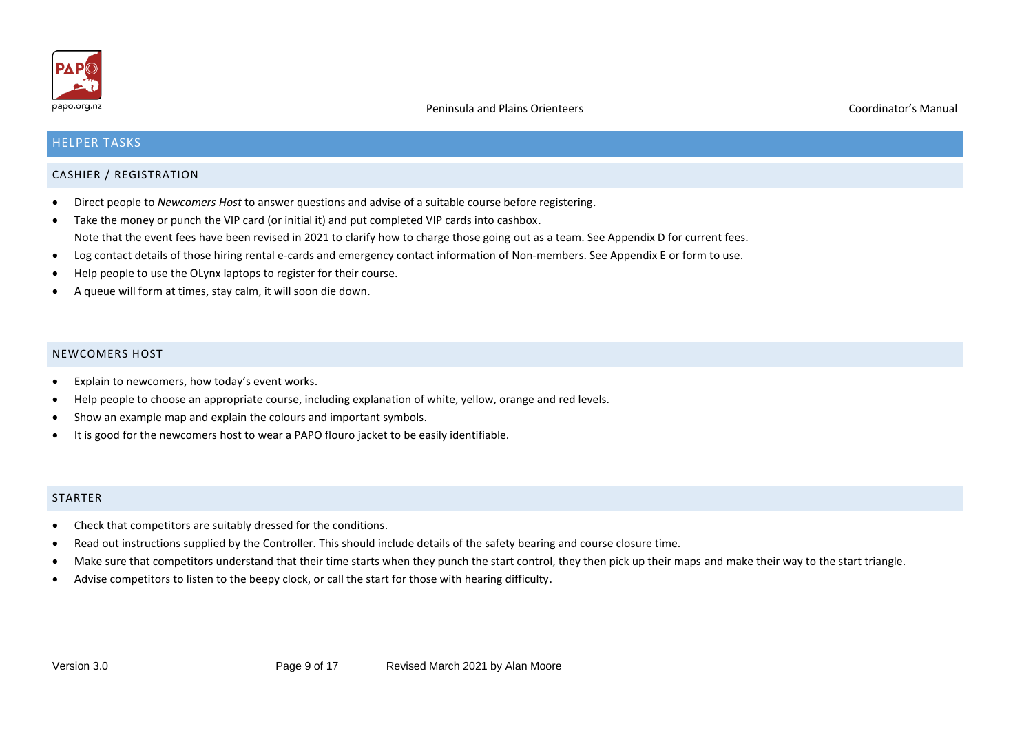# HELPER TASKS

## CASHIER / REGISTRATION

- Direct people to *Newcomers Host* to answer questions and advise of a suitable course before registering.
- Take the money or punch the VIP card (or initial it) and put completed VIP cards into cashbox.
  Note that the event fees have been revised in 2021 to clarify how to charge those going out as a team. See Appendix D for current fees.
- Log contact details of those hiring rental e-cards and emergency contact information of Non-members. See Appendix E or form to use.
- Help people to use the OLynx laptops to register for their course.
- A queue will form at times, stay calm, it will soon die down.

## NEWCOMERS HOST

- Explain to newcomers, how today's event works.
- Help people to choose an appropriate course, including explanation of white, yellow, orange and red levels.
- Show an example map and explain the colours and important symbols.
- It is good for the newcomers host to wear a PAPO flouro jacket to be easily identifiable.

## STARTER

- Check that competitors are suitably dressed for the conditions.
- Read out instructions supplied by the Controller. This should include details of the safety bearing and course closure time.
- Make sure that competitors understand that their time starts when they punch the start control, they then pick up their maps and make their way to the start triangle.
- Advise competitors to listen to the beepy clock, or call the start for those with hearing difficulty.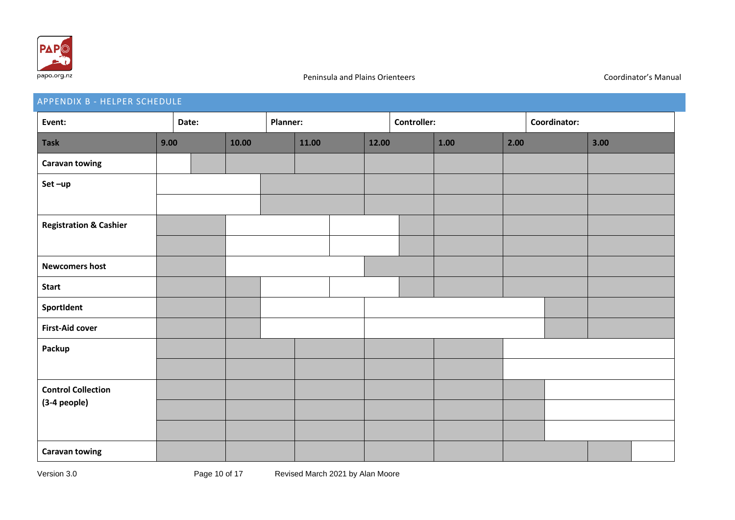## APPENDIX B - HELPER SCHEDULE

| Event: | Date: | Planner: | Controller: | Coordinator: |
|---|---|---|---|---|

| Task | 9.00 | 10.00 | 11.00 | 12.00 | 1.00 | 2.00 | 3.00 |
|---|---|---|---|---|---|---|---|
| Caravan towing | | | | | | | |
| Set –up | | | | | | | |
| | | | | | | | |
| Registration & Cashier | | | | | | | |
| | | | | | | | |
| Newcomers host | | | | | | | |
| Start | | | | | | | |
| SportIdent | | | | | | | |
| First-Aid cover | | | | | | | |
| Packup | | | | | | | |
| | | | | | | | |
| Control Collection (3-4 people) | | | | | | | |
| | | | | | | | |
| | | | | | | | |
| Caravan towing | | | | | | | |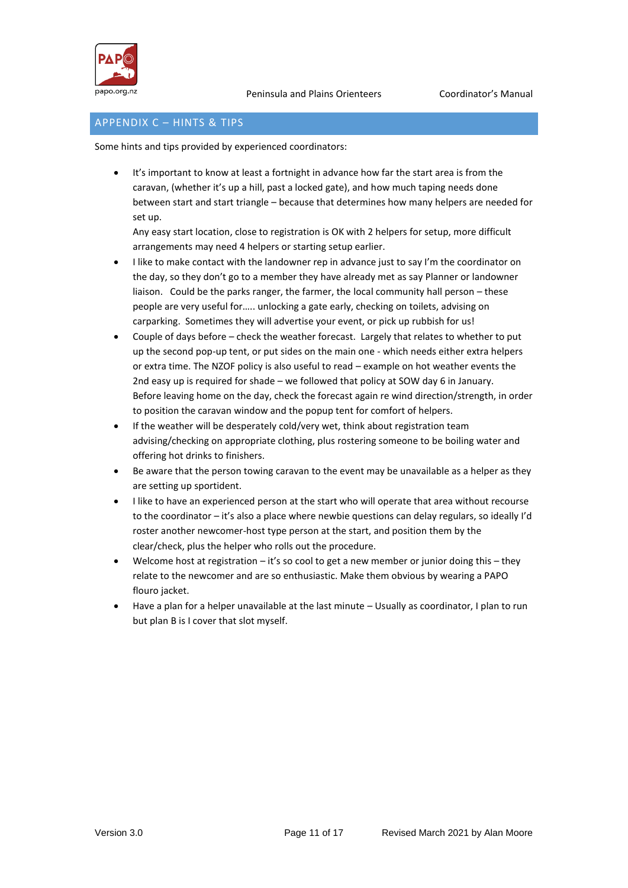## APPENDIX C – HINTS & TIPS

Some hints and tips provided by experienced coordinators:

- It's important to know at least a fortnight in advance how far the start area is from the caravan, (whether it's up a hill, past a locked gate), and how much taping needs done between start and start triangle – because that determines how many helpers are needed for set up.
  Any easy start location, close to registration is OK with 2 helpers for setup, more difficult arrangements may need 4 helpers or starting setup earlier.
- I like to make contact with the landowner rep in advance just to say I'm the coordinator on the day, so they don't go to a member they have already met as say Planner or landowner liaison. Could be the parks ranger, the farmer, the local community hall person – these people are very useful for….. unlocking a gate early, checking on toilets, advising on carparking. Sometimes they will advertise your event, or pick up rubbish for us!
- Couple of days before – check the weather forecast. Largely that relates to whether to put up the second pop-up tent, or put sides on the main one - which needs either extra helpers or extra time. The NZOF policy is also useful to read – example on hot weather events the 2nd easy up is required for shade – we followed that policy at SOW day 6 in January.
  Before leaving home on the day, check the forecast again re wind direction/strength, in order to position the caravan window and the popup tent for comfort of helpers.
- If the weather will be desperately cold/very wet, think about registration team advising/checking on appropriate clothing, plus rostering someone to be boiling water and offering hot drinks to finishers.
- Be aware that the person towing caravan to the event may be unavailable as a helper as they are setting up sportident.
- I like to have an experienced person at the start who will operate that area without recourse to the coordinator – it's also a place where newbie questions can delay regulars, so ideally I'd roster another newcomer-host type person at the start, and position them by the clear/check, plus the helper who rolls out the procedure.
- Welcome host at registration – it's so cool to get a new member or junior doing this – they relate to the newcomer and are so enthusiastic. Make them obvious by wearing a PAPO flouro jacket.
- Have a plan for a helper unavailable at the last minute – Usually as coordinator, I plan to run but plan B is I cover that slot myself.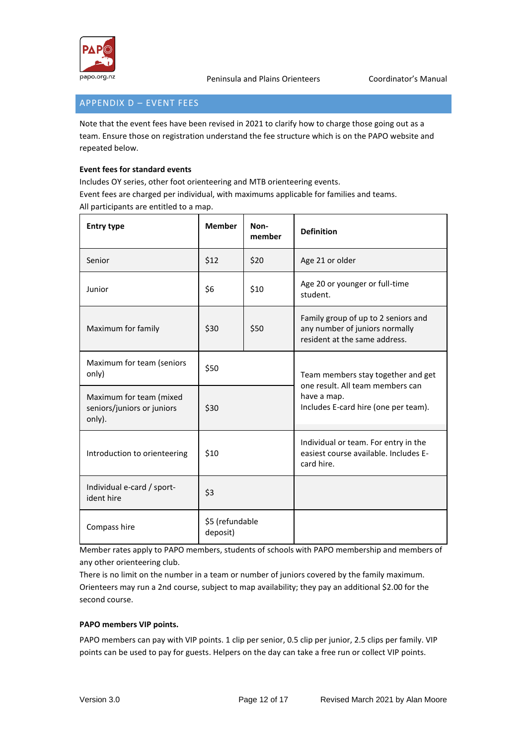## APPENDIX D – EVENT FEES

Note that the event fees have been revised in 2021 to clarify how to charge those going out as a team. Ensure those on registration understand the fee structure which is on the PAPO website and repeated below.

**Event fees for standard events**

Includes OY series, other foot orienteering and MTB orienteering events.
Event fees are charged per individual, with maximums applicable for families and teams.
All participants are entitled to a map.

| Entry type | Member | Non-member | Definition |
|---|---|---|---|
| Senior | $12 | $20 | Age 21 or older |
| Junior | $6 | $10 | Age 20 or younger or full-time student. |
| Maximum for family | $30 | $50 | Family group of up to 2 seniors and any number of juniors normally resident at the same address. |
| Maximum for team (seniors only) | $50 | | Team members stay together and get one result. All team members can have a map. Includes E-card hire (one per team). |
| Maximum for team (mixed seniors/juniors or juniors only). | $30 | | |
| Introduction to orienteering | $10 | | Individual or team. For entry in the easiest course available. Includes E-card hire. |
| Individual e-card / sport-ident hire | $3 | | |
| Compass hire | $5 (refundable deposit) | | |

Member rates apply to PAPO members, students of schools with PAPO membership and members of any other orienteering club.
There is no limit on the number in a team or number of juniors covered by the family maximum.
Orienteers may run a 2nd course, subject to map availability; they pay an additional $2.00 for the second course.

**PAPO members VIP points.**

PAPO members can pay with VIP points. 1 clip per senior, 0.5 clip per junior, 2.5 clips per family. VIP points can be used to pay for guests. Helpers on the day can take a free run or collect VIP points.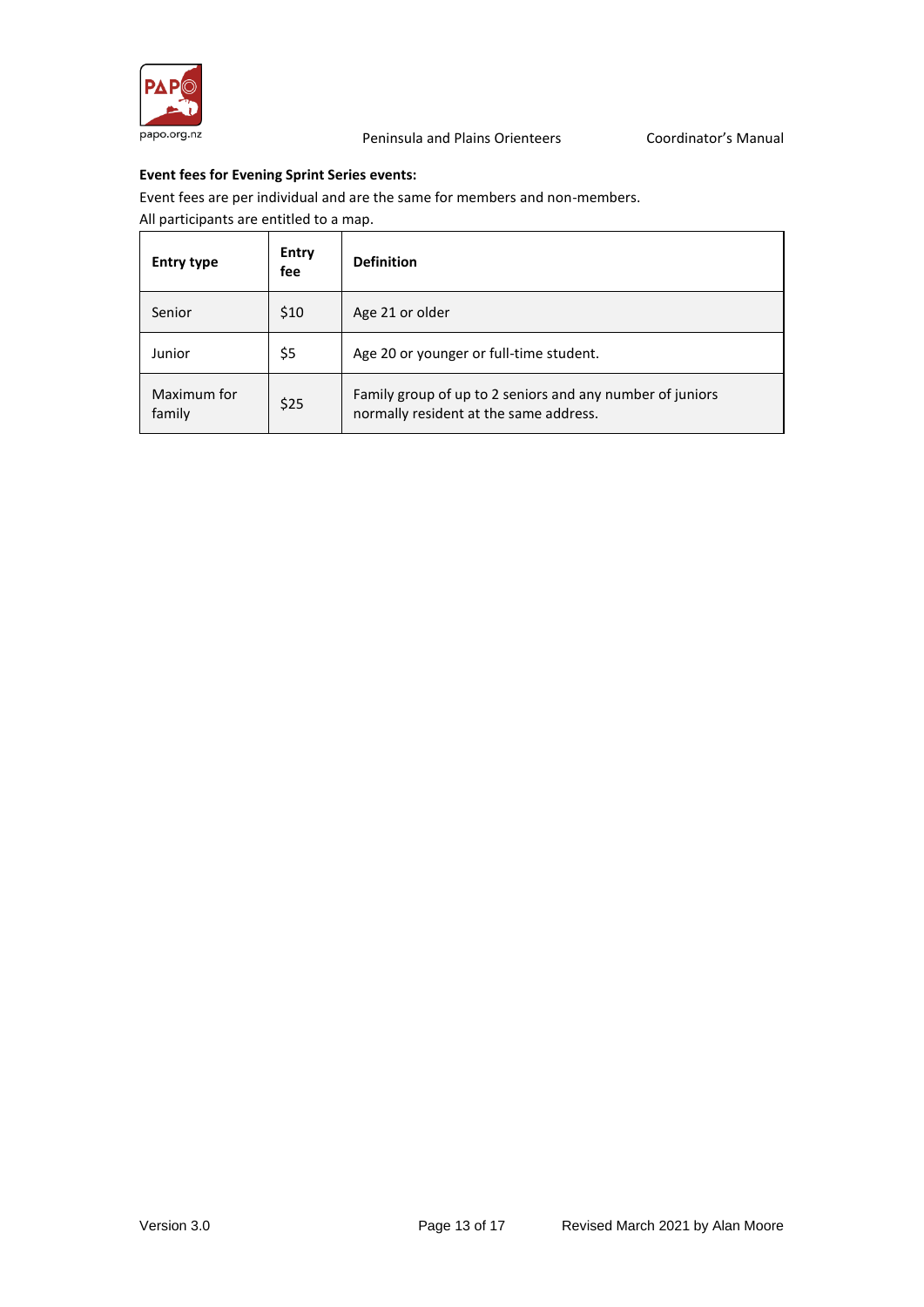**Event fees for Evening Sprint Series events:**

Event fees are per individual and are the same for members and non-members.
All participants are entitled to a map.

| Entry type | Entry fee | Definition |
| --- | --- | --- |
| Senior | $10 | Age 21 or older |
| Junior | $5 | Age 20 or younger or full-time student. |
| Maximum for family | $25 | Family group of up to 2 seniors and any number of juniors normally resident at the same address. |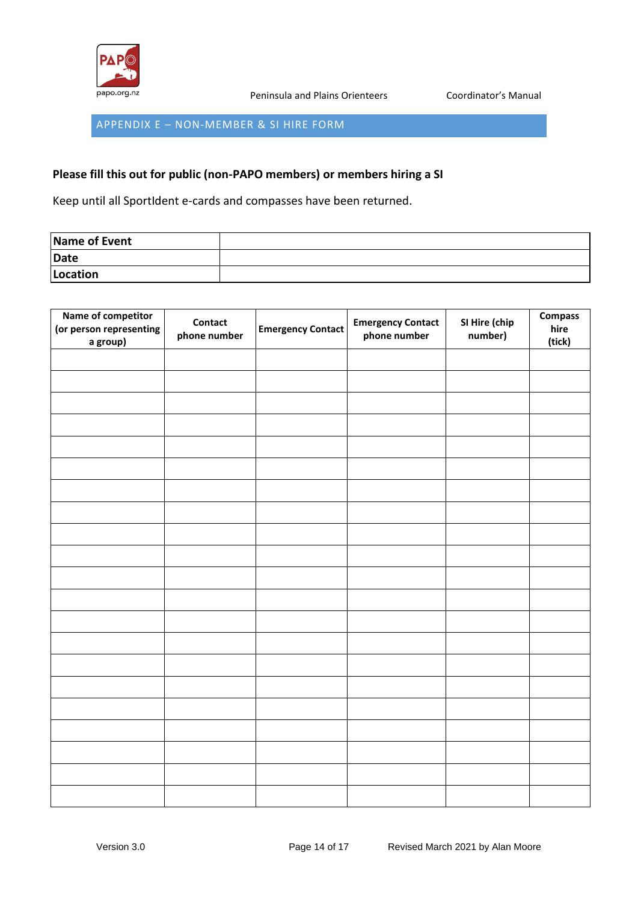## APPENDIX E – NON-MEMBER & SI HIRE FORM

**Please fill this out for public (non-PAPO members) or members hiring a SI**

Keep until all SportIdent e-cards and compasses have been returned.

| | |
|---|---|
| **Name of Event** | |
| **Date** | |
| **Location** | |

| Name of competitor (or person representing a group) | Contact phone number | Emergency Contact | Emergency Contact phone number | SI Hire (chip number) | Compass hire (tick) |
|---|---|---|---|---|---|
| | | | | | |
| | | | | | |
| | | | | | |
| | | | | | |
| | | | | | |
| | | | | | |
| | | | | | |
| | | | | | |
| | | | | | |
| | | | | | |
| | | | | | |
| | | | | | |
| | | | | | |
| | | | | | |
| | | | | | |
| | | | | | |
| | | | | | |
| | | | | | |
| | | | | | |
| | | | | | |
| | | | | | |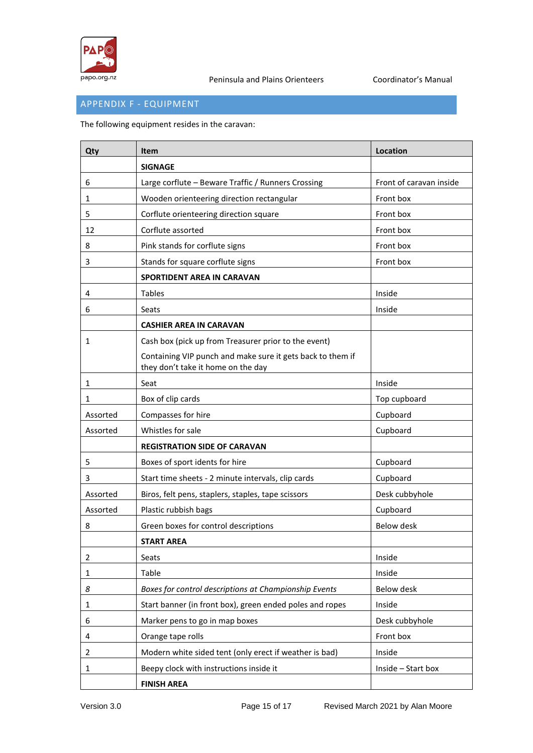## APPENDIX F - EQUIPMENT

The following equipment resides in the caravan:

| Qty | Item | Location |
|---|---|---|
| | **SIGNAGE** | |
| 6 | Large corflute – Beware Traffic / Runners Crossing | Front of caravan inside |
| 1 | Wooden orienteering direction rectangular | Front box |
| 5 | Corflute orienteering direction square | Front box |
| 12 | Corflute assorted | Front box |
| 8 | Pink stands for corflute signs | Front box |
| 3 | Stands for square corflute signs | Front box |
| | **SPORTIDENT AREA IN CARAVAN** | |
| 4 | Tables | Inside |
| 6 | Seats | Inside |
| | **CASHIER AREA IN CARAVAN** | |
| 1 | Cash box (pick up from Treasurer prior to the event)<br>Containing VIP punch and make sure it gets back to them if they don't take it home on the day | |
| 1 | Seat | Inside |
| 1 | Box of clip cards | Top cupboard |
| Assorted | Compasses for hire | Cupboard |
| Assorted | Whistles for sale | Cupboard |
| | **REGISTRATION SIDE OF CARAVAN** | |
| 5 | Boxes of sport idents for hire | Cupboard |
| 3 | Start time sheets - 2 minute intervals, clip cards | Cupboard |
| Assorted | Biros, felt pens, staplers, staples, tape scissors | Desk cubbyhole |
| Assorted | Plastic rubbish bags | Cupboard |
| 8 | Green boxes for control descriptions | Below desk |
| | **START AREA** | |
| 2 | Seats | Inside |
| 1 | Table | Inside |
| *8* | *Boxes for control descriptions at Championship Events* | Below desk |
| 1 | Start banner (in front box), green ended poles and ropes | Inside |
| 6 | Marker pens to go in map boxes | Desk cubbyhole |
| 4 | Orange tape rolls | Front box |
| 2 | Modern white sided tent (only erect if weather is bad) | Inside |
| 1 | Beepy clock with instructions inside it | Inside – Start box |
| | **FINISH AREA** | |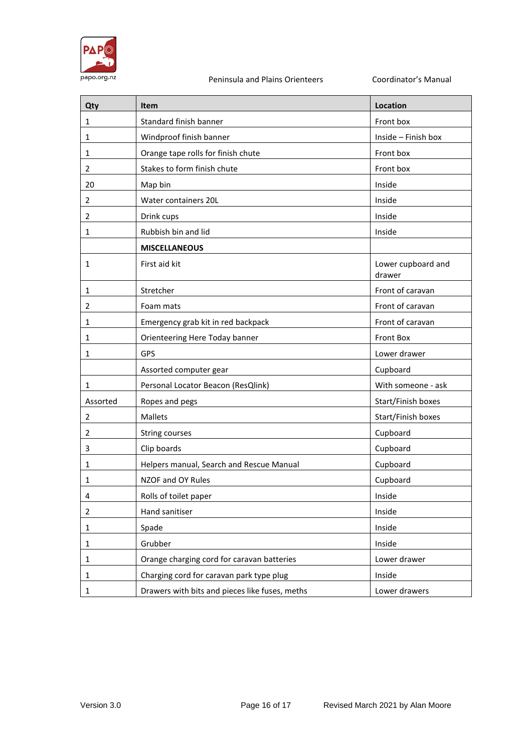| Qty | Item | Location |
|---|---|---|
| 1 | Standard finish banner | Front box |
| 1 | Windproof finish banner | Inside – Finish box |
| 1 | Orange tape rolls for finish chute | Front box |
| 2 | Stakes to form finish chute | Front box |
| 20 | Map bin | Inside |
| 2 | Water containers 20L | Inside |
| 2 | Drink cups | Inside |
| 1 | Rubbish bin and lid | Inside |
| | **MISCELLANEOUS** | |
| 1 | First aid kit | Lower cupboard and drawer |
| 1 | Stretcher | Front of caravan |
| 2 | Foam mats | Front of caravan |
| 1 | Emergency grab kit in red backpack | Front of caravan |
| 1 | Orienteering Here Today banner | Front Box |
| 1 | GPS | Lower drawer |
| | Assorted computer gear | Cupboard |
| 1 | Personal Locator Beacon (ResQlink) | With someone - ask |
| Assorted | Ropes and pegs | Start/Finish boxes |
| 2 | Mallets | Start/Finish boxes |
| 2 | String courses | Cupboard |
| 3 | Clip boards | Cupboard |
| 1 | Helpers manual, Search and Rescue Manual | Cupboard |
| 1 | NZOF and OY Rules | Cupboard |
| 4 | Rolls of toilet paper | Inside |
| 2 | Hand sanitiser | Inside |
| 1 | Spade | Inside |
| 1 | Grubber | Inside |
| 1 | Orange charging cord for caravan batteries | Lower drawer |
| 1 | Charging cord for caravan park type plug | Inside |
| 1 | Drawers with bits and pieces like fuses, meths | Lower drawers |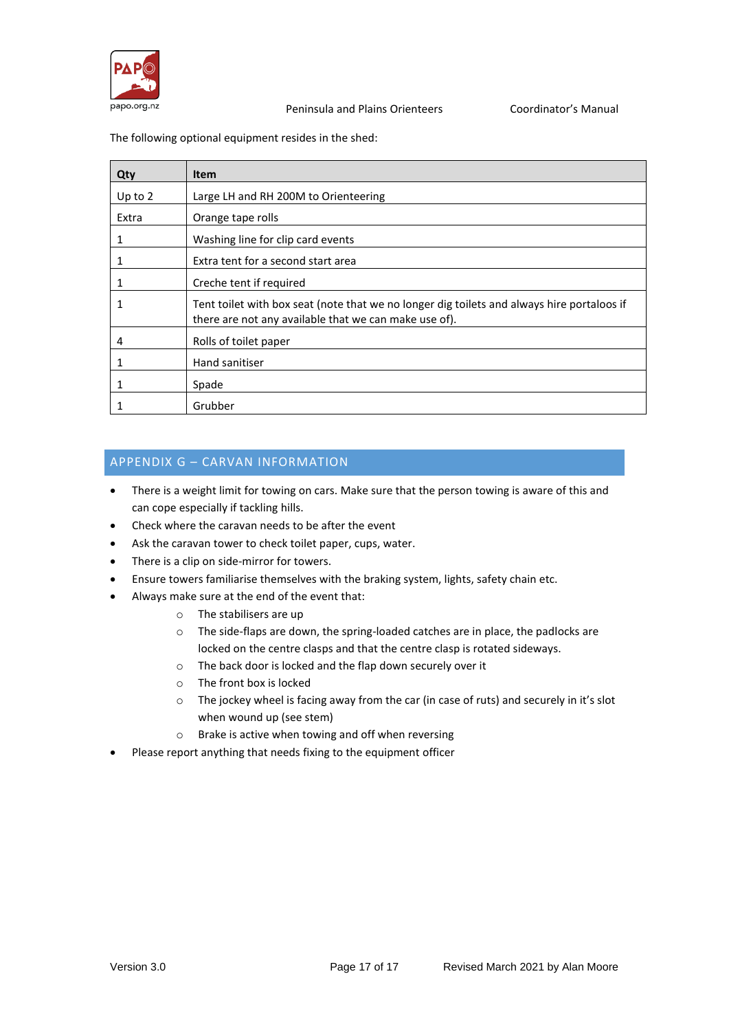The following optional equipment resides in the shed:

| Qty | Item |
|---|---|
| Up to 2 | Large LH and RH 200M to Orienteering |
| Extra | Orange tape rolls |
| 1 | Washing line for clip card events |
| 1 | Extra tent for a second start area |
| 1 | Creche tent if required |
| 1 | Tent toilet with box seat (note that we no longer dig toilets and always hire portaloos if there are not any available that we can make use of). |
| 4 | Rolls of toilet paper |
| 1 | Hand sanitiser |
| 1 | Spade |
| 1 | Grubber |

## APPENDIX G – CARVAN INFORMATION

- There is a weight limit for towing on cars. Make sure that the person towing is aware of this and can cope especially if tackling hills.
- Check where the caravan needs to be after the event
- Ask the caravan tower to check toilet paper, cups, water.
- There is a clip on side-mirror for towers.
- Ensure towers familiarise themselves with the braking system, lights, safety chain etc.
- Always make sure at the end of the event that:
  - The stabilisers are up
  - The side-flaps are down, the spring-loaded catches are in place, the padlocks are locked on the centre clasps and that the centre clasp is rotated sideways.
  - The back door is locked and the flap down securely over it
  - The front box is locked
  - The jockey wheel is facing away from the car (in case of ruts) and securely in it's slot when wound up (see stem)
  - Brake is active when towing and off when reversing
- Please report anything that needs fixing to the equipment officer